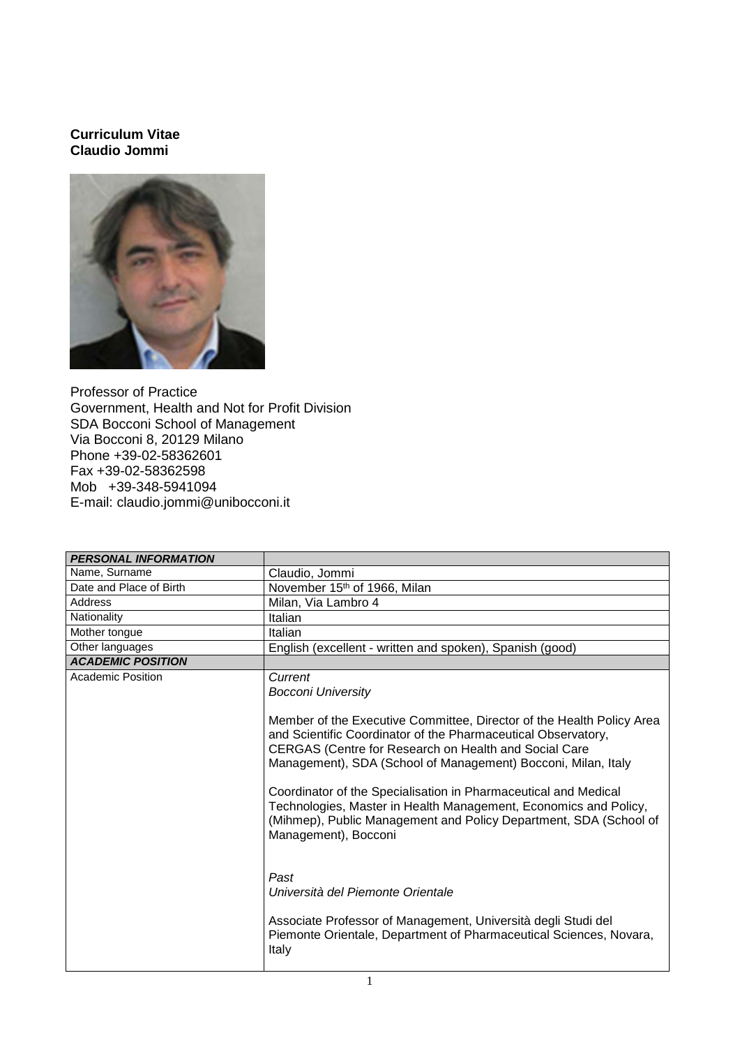**Curriculum Vitae**
**Claudio Jommi**

Professor of Practice
Government, Health and Not for Profit Division
SDA Bocconi School of Management
Via Bocconi 8, 20129 Milano
Phone +39-02-58362601
Fax +39-02-58362598
Mob +39-348-5941094
E-mail: claudio.jommi@unibocconi.it

| ***PERSONAL INFORMATION*** | |
| --- | --- |
| Name, Surname | Claudio, Jommi |
| Date and Place of Birth | November 15th of 1966, Milan |
| Address | Milan, Via Lambro 4 |
| Nationality | Italian |
| Mother tongue | Italian |
| Other languages | English (excellent - written and spoken), Spanish (good) |
| ***ACADEMIC POSITION*** | |
| Academic Position | *Current*<br>*Bocconi University*<br><br>Member of the Executive Committee, Director of the Health Policy Area and Scientific Coordinator of the Pharmaceutical Observatory, CERGAS (Centre for Research on Health and Social Care Management), SDA (School of Management) Bocconi, Milan, Italy<br><br>Coordinator of the Specialisation in Pharmaceutical and Medical Technologies, Master in Health Management, Economics and Policy, (Mihmep), Public Management and Policy Department, SDA (School of Management), Bocconi<br><br>*Past*<br>*Università del Piemonte Orientale*<br><br>Associate Professor of Management, Università degli Studi del Piemonte Orientale, Department of Pharmaceutical Sciences, Novara, Italy |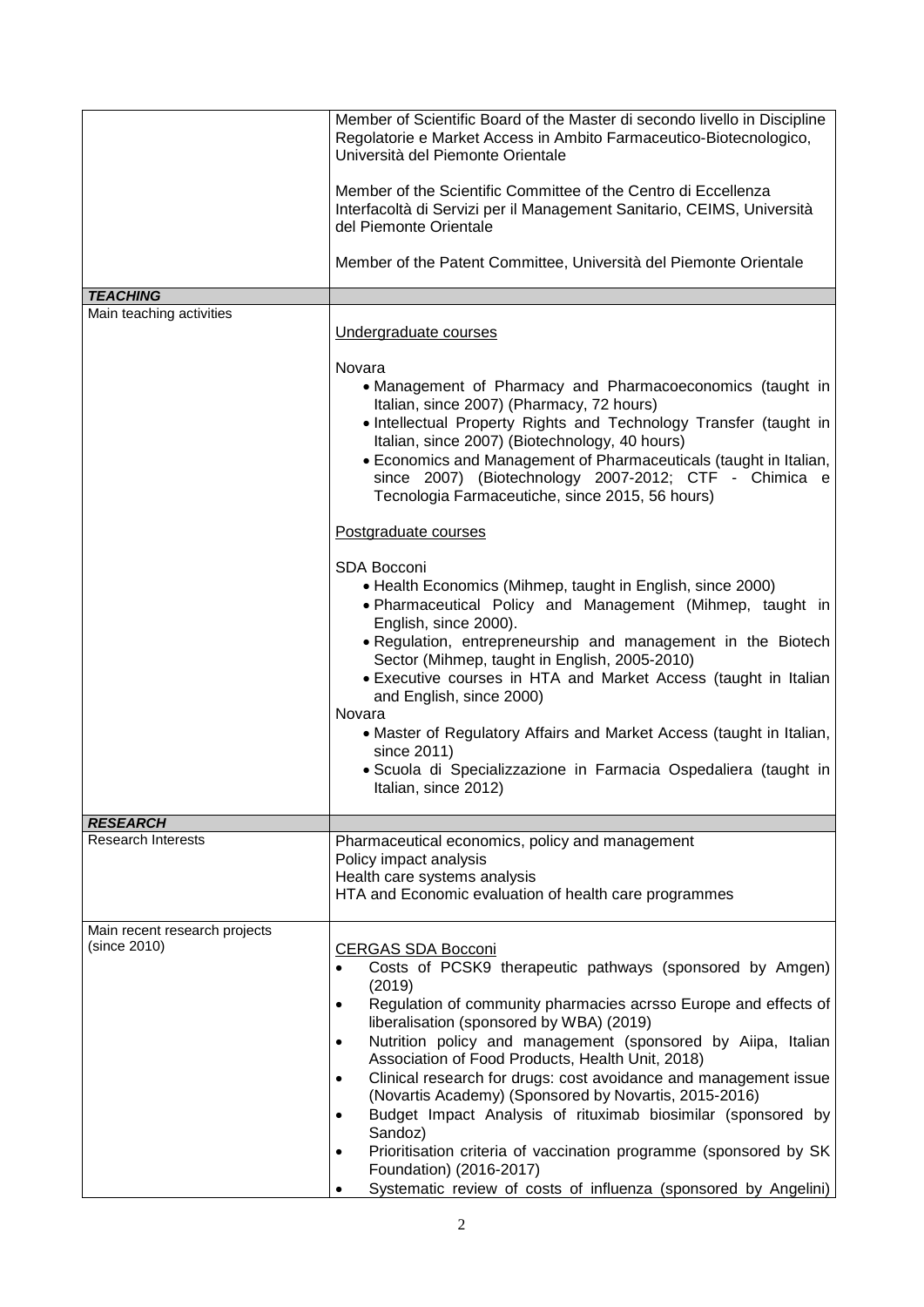| | |
|---|---|
| | Member of Scientific Board of the Master di secondo livello in Discipline Regolatorie e Market Access in Ambito Farmaceutico-Biotecnologico, Università del Piemonte Orientale<br><br>Member of the Scientific Committee of the Centro di Eccellenza Interfacoltà di Servizi per il Management Sanitario, CEIMS, Università del Piemonte Orientale<br><br>Member of the Patent Committee, Università del Piemonte Orientale |
| ***TEACHING*** | |
| Main teaching activities | <u>Undergraduate courses</u><br><br>Novara<br>• Management of Pharmacy and Pharmacoeconomics (taught in Italian, since 2007) (Pharmacy, 72 hours)<br>• Intellectual Property Rights and Technology Transfer (taught in Italian, since 2007) (Biotechnology, 40 hours)<br>• Economics and Management of Pharmaceuticals (taught in Italian, since 2007) (Biotechnology 2007-2012; CTF - Chimica e Tecnologia Farmaceutiche, since 2015, 56 hours)<br><br><u>Postgraduate courses</u><br><br>SDA Bocconi<br>• Health Economics (Mihmep, taught in English, since 2000)<br>• Pharmaceutical Policy and Management (Mihmep, taught in English, since 2000).<br>• Regulation, entrepreneurship and management in the Biotech Sector (Mihmep, taught in English, 2005-2010)<br>• Executive courses in HTA and Market Access (taught in Italian and English, since 2000)<br>Novara<br>• Master of Regulatory Affairs and Market Access (taught in Italian, since 2011)<br>• Scuola di Specializzazione in Farmacia Ospedaliera (taught in Italian, since 2012) |
| ***RESEARCH*** | |
| Research Interests | Pharmaceutical economics, policy and management<br>Policy impact analysis<br>Health care systems analysis<br>HTA and Economic evaluation of health care programmes |
| Main recent research projects (since 2010) | <u>CERGAS SDA Bocconi</u><br>• Costs of PCSK9 therapeutic pathways (sponsored by Amgen) (2019)<br>• Regulation of community pharmacies acrsso Europe and effects of liberalisation (sponsored by WBA) (2019)<br>• Nutrition policy and management (sponsored by Aiipa, Italian Association of Food Products, Health Unit, 2018)<br>• Clinical research for drugs: cost avoidance and management issue (Novartis Academy) (Sponsored by Novartis, 2015-2016)<br>• Budget Impact Analysis of rituximab biosimilar (sponsored by Sandoz)<br>• Prioritisation criteria of vaccination programme (sponsored by SK Foundation) (2016-2017)<br>• Systematic review of costs of influenza (sponsored by Angelini) |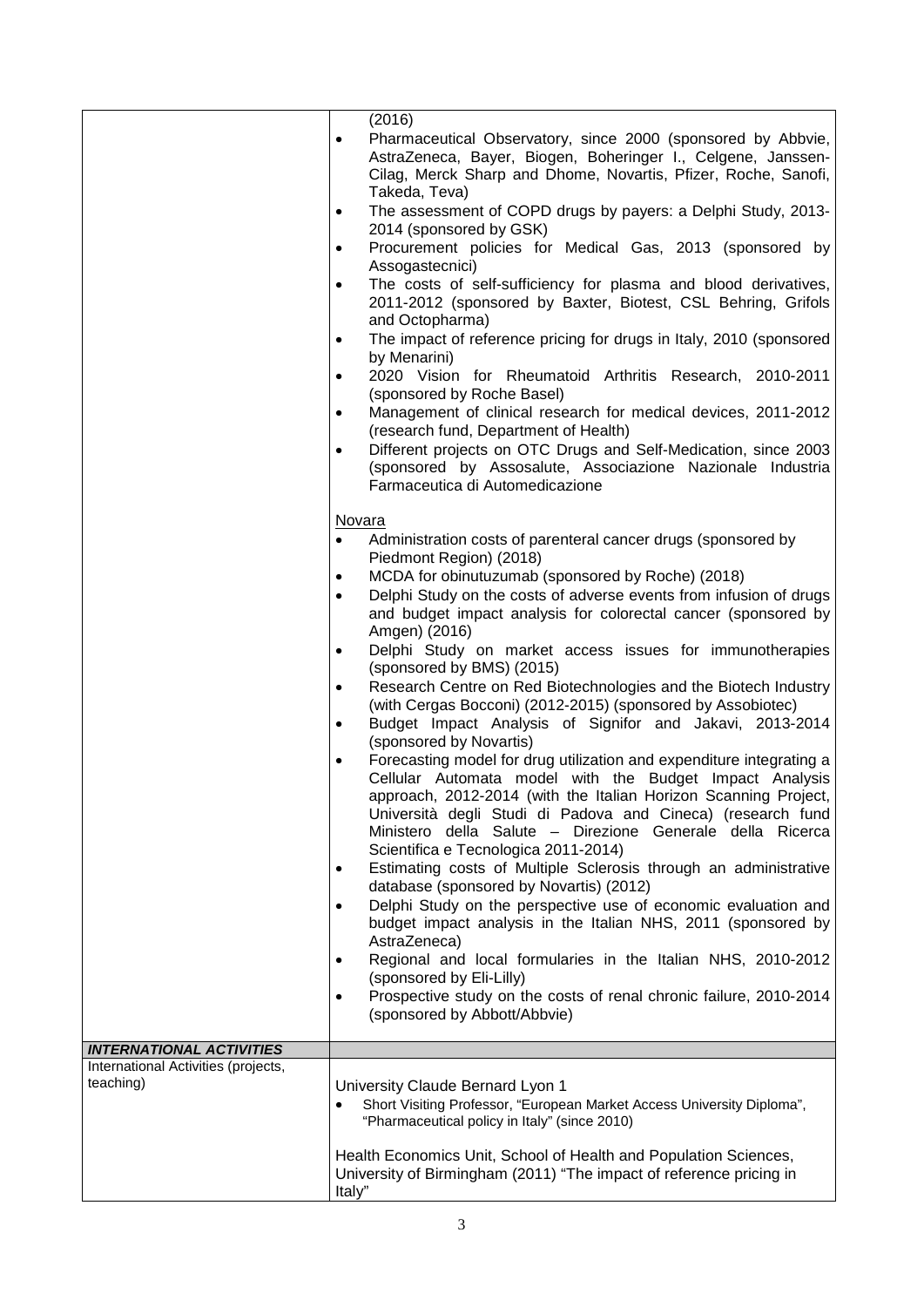|  |  |
|---|---|
|  | (2016)<br>• Pharmaceutical Observatory, since 2000 (sponsored by Abbvie, AstraZeneca, Bayer, Biogen, Boheringer I., Celgene, Janssen-Cilag, Merck Sharp and Dhome, Novartis, Pfizer, Roche, Sanofi, Takeda, Teva)<br>• The assessment of COPD drugs by payers: a Delphi Study, 2013-2014 (sponsored by GSK)<br>• Procurement policies for Medical Gas, 2013 (sponsored by Assogastecnici)<br>• The costs of self-sufficiency for plasma and blood derivatives, 2011-2012 (sponsored by Baxter, Biotest, CSL Behring, Grifols and Octopharma)<br>• The impact of reference pricing for drugs in Italy, 2010 (sponsored by Menarini)<br>• 2020 Vision for Rheumatoid Arthritis Research, 2010-2011 (sponsored by Roche Basel)<br>• Management of clinical research for medical devices, 2011-2012 (research fund, Department of Health)<br>• Different projects on OTC Drugs and Self-Medication, since 2003 (sponsored by Assosalute, Associazione Nazionale Industria Farmaceutica di Automedicazione<br><br>Novara<br>• Administration costs of parenteral cancer drugs (sponsored by Piedmont Region) (2018)<br>• MCDA for obinutuzumab (sponsored by Roche) (2018)<br>• Delphi Study on the costs of adverse events from infusion of drugs and budget impact analysis for colorectal cancer (sponsored by Amgen) (2016)<br>• Delphi Study on market access issues for immunotherapies (sponsored by BMS) (2015)<br>• Research Centre on Red Biotechnologies and the Biotech Industry (with Cergas Bocconi) (2012-2015) (sponsored by Assobiotec)<br>• Budget Impact Analysis of Signifor and Jakavi, 2013-2014 (sponsored by Novartis)<br>• Forecasting model for drug utilization and expenditure integrating a Cellular Automata model with the Budget Impact Analysis approach, 2012-2014 (with the Italian Horizon Scanning Project, Università degli Studi di Padova and Cineca) (research fund Ministero della Salute – Direzione Generale della Ricerca Scientifica e Tecnologica 2011-2014)<br>• Estimating costs of Multiple Sclerosis through an administrative database (sponsored by Novartis) (2012)<br>• Delphi Study on the perspective use of economic evaluation and budget impact analysis in the Italian NHS, 2011 (sponsored by AstraZeneca)<br>• Regional and local formularies in the Italian NHS, 2010-2012 (sponsored by Eli-Lilly)<br>• Prospective study on the costs of renal chronic failure, 2010-2014 (sponsored by Abbott/Abbvie) |
| ***INTERNATIONAL ACTIVITIES*** |  |
| International Activities (projects, teaching) | University Claude Bernard Lyon 1<br>• Short Visiting Professor, "European Market Access University Diploma", "Pharmaceutical policy in Italy" (since 2010)<br><br>Health Economics Unit, School of Health and Population Sciences, University of Birmingham (2011) "The impact of reference pricing in Italy" |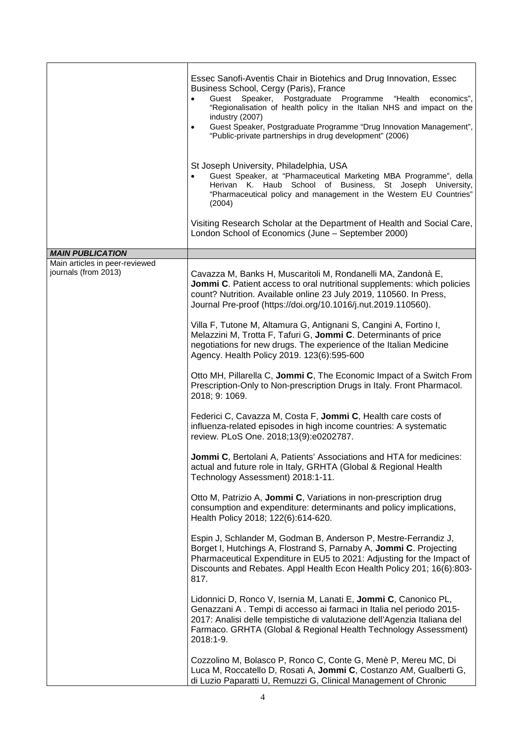| | |
|---|---|
| | Essec Sanofi-Aventis Chair in Biotehics and Drug Innovation, Essec Business School, Cergy (Paris), France<br>• Guest Speaker, Postgraduate Programme "Health economics", "Regionalisation of health policy in the Italian NHS and impact on the industry (2007)<br>• Guest Speaker, Postgraduate Programme "Drug Innovation Management", "Public-private partnerships in drug development" (2006)<br><br>St Joseph University, Philadelphia, USA<br>• Guest Speaker, at "Pharmaceutical Marketing MBA Programme", della Herivan K. Haub School of Business, St Joseph University, "Pharmaceutical policy and management in the Western EU Countries" (2004)<br><br>Visiting Research Scholar at the Department of Health and Social Care, London School of Economics (June – September 2000) |
| ***MAIN PUBLICATION*** | |
| Main articles in peer-reviewed journals (from 2013) | Cavazza M, Banks H, Muscaritoli M, Rondanelli MA, Zandonà E, **Jommi C**. Patient access to oral nutritional supplements: which policies count? Nutrition. Available online 23 July 2019, 110560. In Press, Journal Pre-proof (https://doi.org/10.1016/j.nut.2019.110560).<br><br>Villa F, Tutone M, Altamura G, Antignani S, Cangini A, Fortino I, Melazzini M, Trotta F, Tafuri G, **Jommi C**. Determinants of price negotiations for new drugs. The experience of the Italian Medicine Agency. Health Policy 2019. 123(6):595-600<br><br>Otto MH, Pillarella C, **Jommi C**, The Economic Impact of a Switch From Prescription-Only to Non-prescription Drugs in Italy. Front Pharmacol. 2018; 9: 1069.<br><br>Federici C, Cavazza M, Costa F, **Jommi C**, Health care costs of influenza-related episodes in high income countries: A systematic review. PLoS One. 2018;13(9):e0202787.<br><br>**Jommi C**, Bertolani A, Patients' Associations and HTA for medicines: actual and future role in Italy, GRHTA (Global & Regional Health Technology Assessment) 2018:1-11.<br><br>Otto M, Patrizio A, **Jommi C**, Variations in non-prescription drug consumption and expenditure: determinants and policy implications, Health Policy 2018; 122(6):614-620.<br><br>Espin J, Schlander M, Godman B, Anderson P, Mestre-Ferrandiz J, Borget I, Hutchings A, Flostrand S, Parnaby A, **Jommi C**. Projecting Pharmaceutical Expenditure in EU5 to 2021: Adjusting for the Impact of Discounts and Rebates. Appl Health Econ Health Policy 201; 16(6):803-817.<br><br>Lidonnici D, Ronco V, Isernia M, Lanati E, **Jommi C**, Canonico PL, Genazzani A . Tempi di accesso ai farmaci in Italia nel periodo 2015-2017: Analisi delle tempistiche di valutazione dell'Agenzia Italiana del Farmaco. GRHTA (Global & Regional Health Technology Assessment) 2018:1-9.<br><br>Cozzolino M, Bolasco P, Ronco C, Conte G, Menè P, Mereu MC, Di Luca M, Roccatello D, Rosati A, **Jommi C**, Costanzo AM, Gualberti G, di Luzio Paparatti U, Remuzzi G, Clinical Management of Chronic |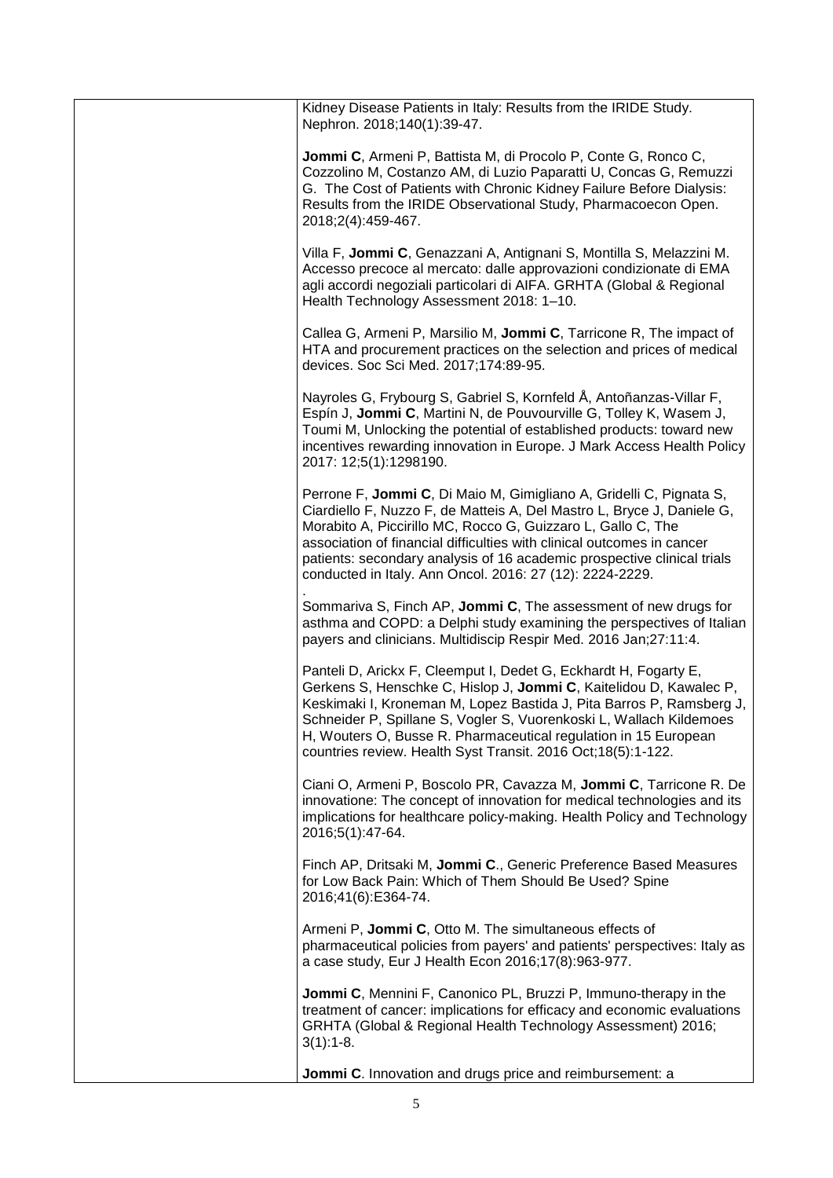Kidney Disease Patients in Italy: Results from the IRIDE Study. Nephron. 2018;140(1):39-47.

**Jommi C**, Armeni P, Battista M, di Procolo P, Conte G, Ronco C, Cozzolino M, Costanzo AM, di Luzio Paparatti U, Concas G, Remuzzi G. The Cost of Patients with Chronic Kidney Failure Before Dialysis: Results from the IRIDE Observational Study, Pharmacoecon Open. 2018;2(4):459-467.

Villa F, **Jommi C**, Genazzani A, Antignani S, Montilla S, Melazzini M. Accesso precoce al mercato: dalle approvazioni condizionate di EMA agli accordi negoziali particolari di AIFA. GRHTA (Global & Regional Health Technology Assessment 2018: 1–10.

Callea G, Armeni P, Marsilio M, **Jommi C**, Tarricone R, The impact of HTA and procurement practices on the selection and prices of medical devices. Soc Sci Med. 2017;174:89-95.

Nayroles G, Frybourg S, Gabriel S, Kornfeld Å, Antoñanzas-Villar F, Espín J, **Jommi C**, Martini N, de Pouvourville G, Tolley K, Wasem J, Toumi M, Unlocking the potential of established products: toward new incentives rewarding innovation in Europe. J Mark Access Health Policy 2017: 12;5(1):1298190.

Perrone F, **Jommi C**, Di Maio M, Gimigliano A, Gridelli C, Pignata S, Ciardiello F, Nuzzo F, de Matteis A, Del Mastro L, Bryce J, Daniele G, Morabito A, Piccirillo MC, Rocco G, Guizzaro L, Gallo C, The association of financial difficulties with clinical outcomes in cancer patients: secondary analysis of 16 academic prospective clinical trials conducted in Italy. Ann Oncol. 2016: 27 (12): 2224-2229.

.

Sommariva S, Finch AP, **Jommi C**, The assessment of new drugs for asthma and COPD: a Delphi study examining the perspectives of Italian payers and clinicians. Multidiscip Respir Med. 2016 Jan;27:11:4.

Panteli D, Arickx F, Cleemput I, Dedet G, Eckhardt H, Fogarty E, Gerkens S, Henschke C, Hislop J, **Jommi C**, Kaitelidou D, Kawalec P, Keskimaki I, Kroneman M, Lopez Bastida J, Pita Barros P, Ramsberg J, Schneider P, Spillane S, Vogler S, Vuorenkoski L, Wallach Kildemoes H, Wouters O, Busse R. Pharmaceutical regulation in 15 European countries review. Health Syst Transit. 2016 Oct;18(5):1-122.

Ciani O, Armeni P, Boscolo PR, Cavazza M, **Jommi C**, Tarricone R. De innovatione: The concept of innovation for medical technologies and its implications for healthcare policy-making. Health Policy and Technology 2016;5(1):47-64.

Finch AP, Dritsaki M, **Jommi C**., Generic Preference Based Measures for Low Back Pain: Which of Them Should Be Used? Spine 2016;41(6):E364-74.

Armeni P, **Jommi C**, Otto M. The simultaneous effects of pharmaceutical policies from payers' and patients' perspectives: Italy as a case study, Eur J Health Econ 2016;17(8):963-977.

**Jommi C**, Mennini F, Canonico PL, Bruzzi P, Immuno-therapy in the treatment of cancer: implications for efficacy and economic evaluations GRHTA (Global & Regional Health Technology Assessment) 2016; 3(1):1-8.

**Jommi C**. Innovation and drugs price and reimbursement: a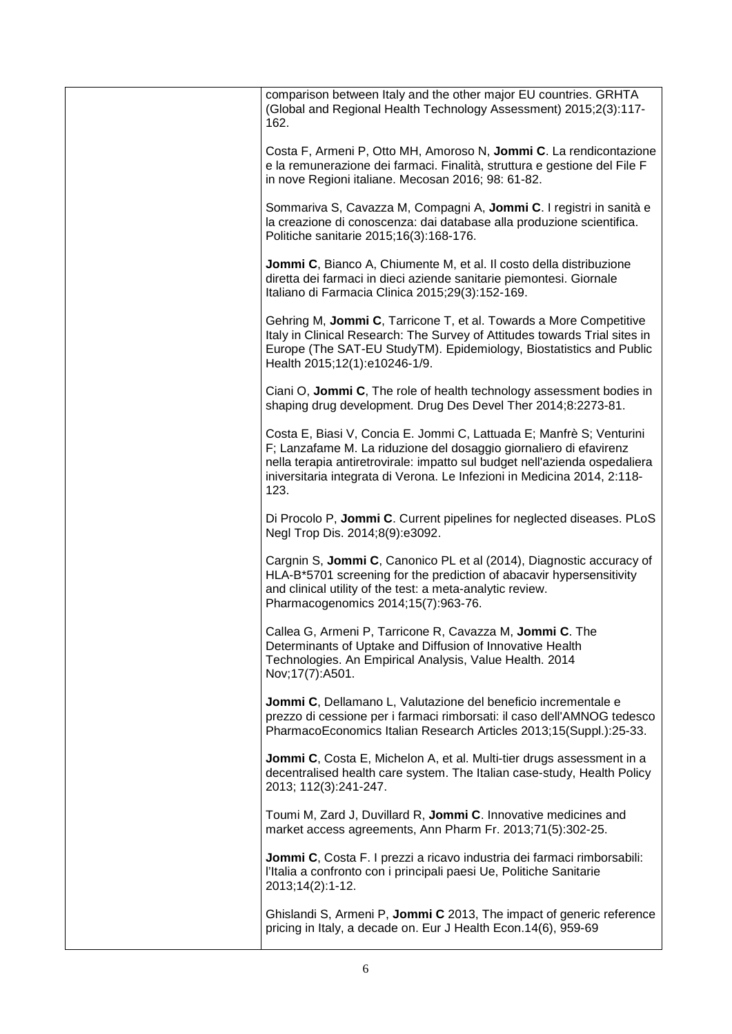comparison between Italy and the other major EU countries. GRHTA (Global and Regional Health Technology Assessment) 2015;2(3):117-162.

Costa F, Armeni P, Otto MH, Amoroso N, **Jommi C**. La rendicontazione e la remunerazione dei farmaci. Finalità, struttura e gestione del File F in nove Regioni italiane. Mecosan 2016; 98: 61-82.

Sommariva S, Cavazza M, Compagni A, **Jommi C**. I registri in sanità e la creazione di conoscenza: dai database alla produzione scientifica. Politiche sanitarie 2015;16(3):168-176.

**Jommi C**, Bianco A, Chiumente M, et al. Il costo della distribuzione diretta dei farmaci in dieci aziende sanitarie piemontesi. Giornale Italiano di Farmacia Clinica 2015;29(3):152-169.

Gehring M, **Jommi C**, Tarricone T, et al. Towards a More Competitive Italy in Clinical Research: The Survey of Attitudes towards Trial sites in Europe (The SAT-EU StudyTM). Epidemiology, Biostatistics and Public Health 2015;12(1):e10246-1/9.

Ciani O, **Jommi C**, The role of health technology assessment bodies in shaping drug development. Drug Des Devel Ther 2014;8:2273-81.

Costa E, Biasi V, Concia E. Jommi C, Lattuada E; Manfrè S; Venturini F; Lanzafame M. La riduzione del dosaggio giornaliero di efavirenz nella terapia antiretrovirale: impatto sul budget nell'azienda ospedaliera iniversitaria integrata di Verona. Le Infezioni in Medicina 2014, 2:118-123.

Di Procolo P, **Jommi C**. Current pipelines for neglected diseases. PLoS Negl Trop Dis. 2014;8(9):e3092.

Cargnin S, **Jommi C**, Canonico PL et al (2014), Diagnostic accuracy of HLA-B*5701 screening for the prediction of abacavir hypersensitivity and clinical utility of the test: a meta-analytic review. Pharmacogenomics 2014;15(7):963-76.

Callea G, Armeni P, Tarricone R, Cavazza M, **Jommi C**. The Determinants of Uptake and Diffusion of Innovative Health Technologies. An Empirical Analysis, Value Health. 2014 Nov;17(7):A501.

**Jommi C**, Dellamano L, Valutazione del beneficio incrementale e prezzo di cessione per i farmaci rimborsati: il caso dell'AMNOG tedesco PharmacoEconomics Italian Research Articles 2013;15(Suppl.):25-33.

**Jommi C**, Costa E, Michelon A, et al. Multi-tier drugs assessment in a decentralised health care system. The Italian case-study, Health Policy 2013; 112(3):241-247.

Toumi M, Zard J, Duvillard R, **Jommi C**. Innovative medicines and market access agreements, Ann Pharm Fr. 2013;71(5):302-25.

**Jommi C**, Costa F. I prezzi a ricavo industria dei farmaci rimborsabili: l'Italia a confronto con i principali paesi Ue, Politiche Sanitarie 2013;14(2):1-12.

Ghislandi S, Armeni P, **Jommi C** 2013, The impact of generic reference pricing in Italy, a decade on. Eur J Health Econ.14(6), 959-69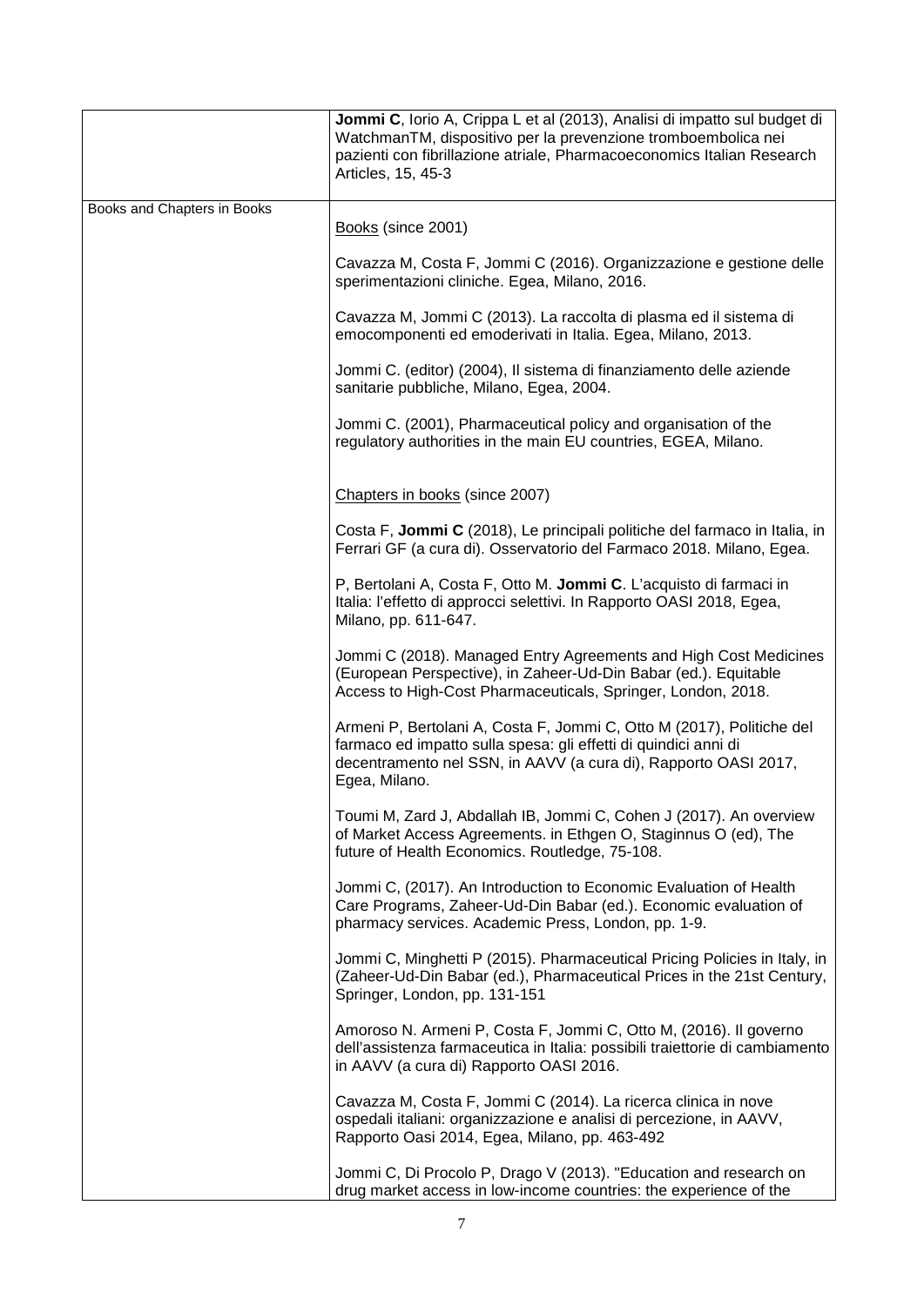| | |
|---|---|
| | **Jommi C**, Iorio A, Crippa L et al (2013), Analisi di impatto sul budget di WatchmanTM, dispositivo per la prevenzione tromboembolica nei pazienti con fibrillazione atriale, Pharmacoeconomics Italian Research Articles, 15, 45-3 |
| Books and Chapters in Books | Books (since 2001)<br><br>Cavazza M, Costa F, Jommi C (2016). Organizzazione e gestione delle sperimentazioni cliniche. Egea, Milano, 2016.<br><br>Cavazza M, Jommi C (2013). La raccolta di plasma ed il sistema di emocomponenti ed emoderivati in Italia. Egea, Milano, 2013.<br><br>Jommi C. (editor) (2004), Il sistema di finanziamento delle aziende sanitarie pubbliche, Milano, Egea, 2004.<br><br>Jommi C. (2001), Pharmaceutical policy and organisation of the regulatory authorities in the main EU countries, EGEA, Milano.<br><br>Chapters in books (since 2007)<br><br>Costa F, **Jommi C** (2018), Le principali politiche del farmaco in Italia, in Ferrari GF (a cura di). Osservatorio del Farmaco 2018. Milano, Egea.<br><br>P, Bertolani A, Costa F, Otto M. **Jommi C**. L'acquisto di farmaci in Italia: l'effetto di approcci selettivi. In Rapporto OASI 2018, Egea, Milano, pp. 611-647.<br><br>Jommi C (2018). Managed Entry Agreements and High Cost Medicines (European Perspective), in Zaheer-Ud-Din Babar (ed.). Equitable Access to High-Cost Pharmaceuticals, Springer, London, 2018.<br><br>Armeni P, Bertolani A, Costa F, Jommi C, Otto M (2017), Politiche del farmaco ed impatto sulla spesa: gli effetti di quindici anni di decentramento nel SSN, in AAVV (a cura di), Rapporto OASI 2017, Egea, Milano.<br><br>Toumi M, Zard J, Abdallah IB, Jommi C, Cohen J (2017). An overview of Market Access Agreements. in Ethgen O, Staginnus O (ed), The future of Health Economics. Routledge, 75-108.<br><br>Jommi C, (2017). An Introduction to Economic Evaluation of Health Care Programs, Zaheer-Ud-Din Babar (ed.). Economic evaluation of pharmacy services. Academic Press, London, pp. 1-9.<br><br>Jommi C, Minghetti P (2015). Pharmaceutical Pricing Policies in Italy, in (Zaheer-Ud-Din Babar (ed.), Pharmaceutical Prices in the 21st Century, Springer, London, pp. 131-151<br><br>Amoroso N. Armeni P, Costa F, Jommi C, Otto M, (2016). Il governo dell'assistenza farmaceutica in Italia: possibili traiettorie di cambiamento in AAVV (a cura di) Rapporto OASI 2016.<br><br>Cavazza M, Costa F, Jommi C (2014). La ricerca clinica in nove ospedali italiani: organizzazione e analisi di percezione, in AAVV, Rapporto Oasi 2014, Egea, Milano, pp. 463-492<br><br>Jommi C, Di Procolo P, Drago V (2013). "Education and research on drug market access in low-income countries: the experience of the |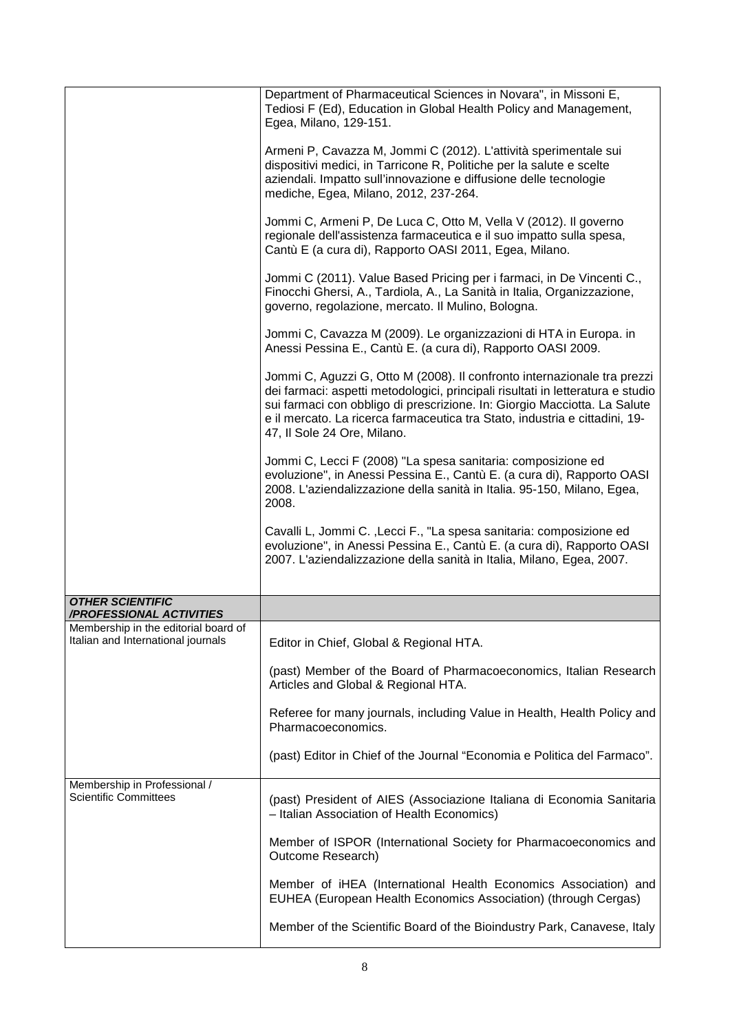| | |
|---|---|
| | Department of Pharmaceutical Sciences in Novara", in Missoni E, Tediosi F (Ed), Education in Global Health Policy and Management, Egea, Milano, 129-151.<br><br>Armeni P, Cavazza M, Jommi C (2012). L'attività sperimentale sui dispositivi medici, in Tarricone R, Politiche per la salute e scelte aziendali. Impatto sull'innovazione e diffusione delle tecnologie mediche, Egea, Milano, 2012, 237-264.<br><br>Jommi C, Armeni P, De Luca C, Otto M, Vella V (2012). Il governo regionale dell'assistenza farmaceutica e il suo impatto sulla spesa, Cantù E (a cura di), Rapporto OASI 2011, Egea, Milano.<br><br>Jommi C (2011). Value Based Pricing per i farmaci, in De Vincenti C., Finocchi Ghersi, A., Tardiola, A., La Sanità in Italia, Organizzazione, governo, regolazione, mercato. Il Mulino, Bologna.<br><br>Jommi C, Cavazza M (2009). Le organizzazioni di HTA in Europa. in Anessi Pessina E., Cantù E. (a cura di), Rapporto OASI 2009.<br><br>Jommi C, Aguzzi G, Otto M (2008). Il confronto internazionale tra prezzi dei farmaci: aspetti metodologici, principali risultati in letteratura e studio sui farmaci con obbligo di prescrizione. In: Giorgio Macciotta. La Salute e il mercato. La ricerca farmaceutica tra Stato, industria e cittadini, 19-47, Il Sole 24 Ore, Milano.<br><br>Jommi C, Lecci F (2008) "La spesa sanitaria: composizione ed evoluzione", in Anessi Pessina E., Cantù E. (a cura di), Rapporto OASI 2008. L'aziendalizzazione della sanità in Italia. 95-150, Milano, Egea, 2008.<br><br>Cavalli L, Jommi C. ,Lecci F., "La spesa sanitaria: composizione ed evoluzione", in Anessi Pessina E., Cantù E. (a cura di), Rapporto OASI 2007. L'aziendalizzazione della sanità in Italia, Milano, Egea, 2007. |
| ***OTHER SCIENTIFIC /PROFESSIONAL ACTIVITIES*** | |
| Membership in the editorial board of Italian and International journals | Editor in Chief, Global & Regional HTA.<br><br>(past) Member of the Board of Pharmacoeconomics, Italian Research Articles and Global & Regional HTA.<br><br>Referee for many journals, including Value in Health, Health Policy and Pharmacoeconomics.<br><br>(past) Editor in Chief of the Journal "Economia e Politica del Farmaco". |
| Membership in Professional / Scientific Committees | (past) President of AIES (Associazione Italiana di Economia Sanitaria – Italian Association of Health Economics)<br><br>Member of ISPOR (International Society for Pharmacoeconomics and Outcome Research)<br><br>Member of iHEA (International Health Economics Association) and EUHEA (European Health Economics Association) (through Cergas)<br><br>Member of the Scientific Board of the Bioindustry Park, Canavese, Italy |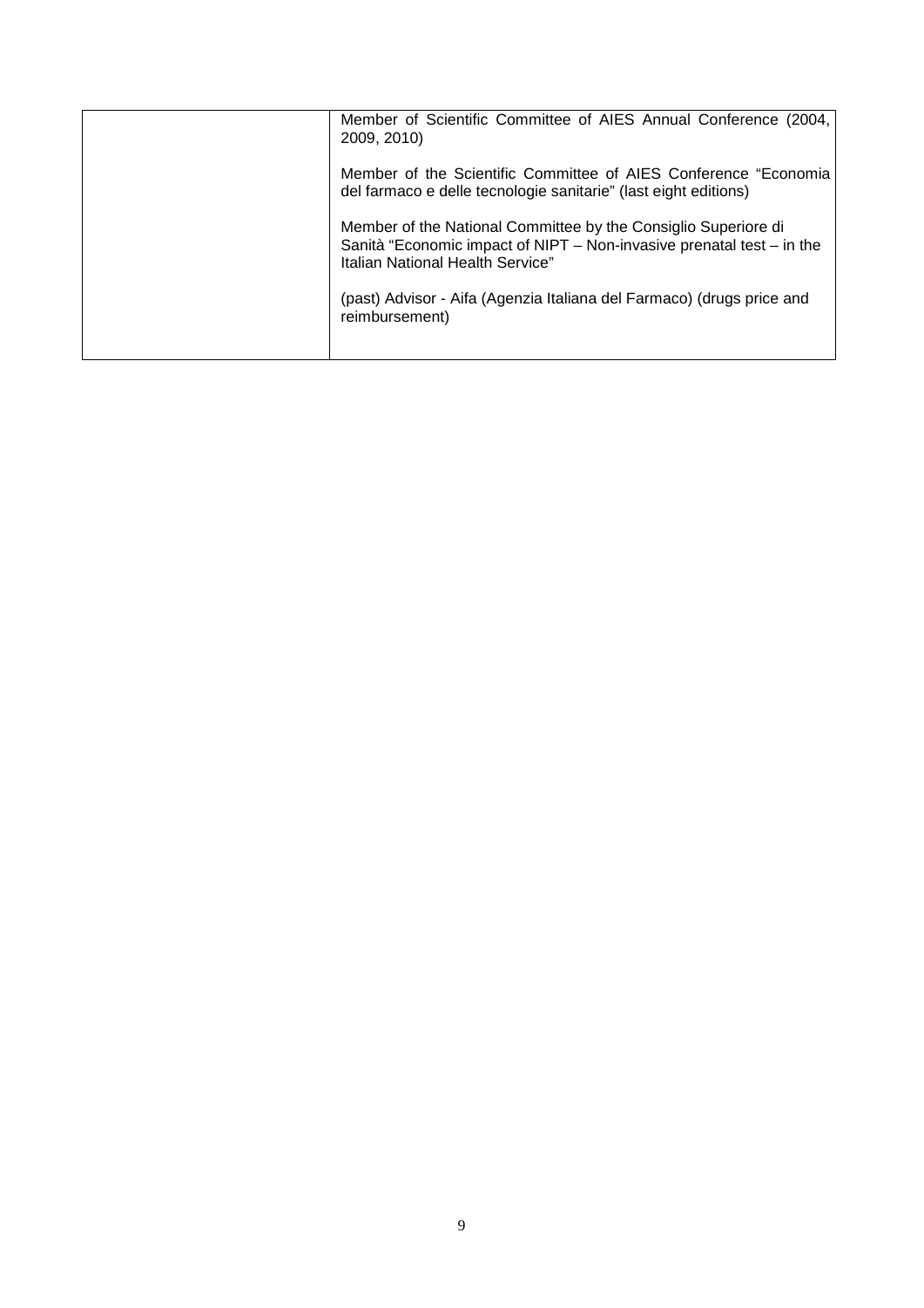| | |
|---|---|
| | Member of Scientific Committee of AIES Annual Conference (2004, 2009, 2010)<br><br>Member of the Scientific Committee of AIES Conference "Economia del farmaco e delle tecnologie sanitarie" (last eight editions)<br><br>Member of the National Committee by the Consiglio Superiore di Sanità "Economic impact of NIPT – Non-invasive prenatal test – in the Italian National Health Service"<br><br>(past) Advisor - Aifa (Agenzia Italiana del Farmaco) (drugs price and reimbursement) |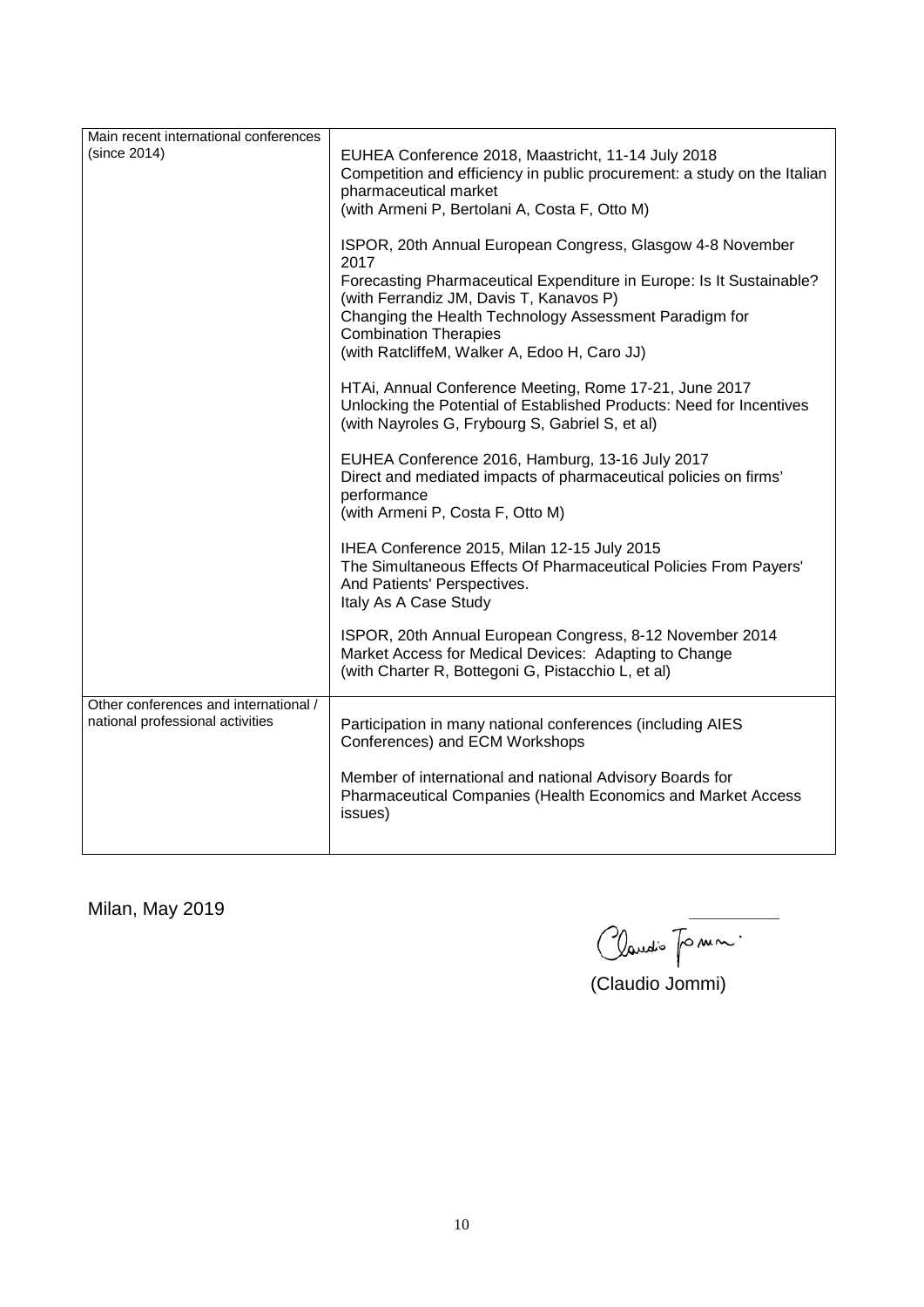| | |
|---|---|
| Main recent international conferences (since 2014) | EUHEA Conference 2018, Maastricht, 11-14 July 2018<br>Competition and efficiency in public procurement: a study on the Italian pharmaceutical market<br>(with Armeni P, Bertolani A, Costa F, Otto M)<br><br>ISPOR, 20th Annual European Congress, Glasgow 4-8 November 2017<br>Forecasting Pharmaceutical Expenditure in Europe: Is It Sustainable?<br>(with Ferrandiz JM, Davis T, Kanavos P)<br>Changing the Health Technology Assessment Paradigm for Combination Therapies<br>(with RatcliffeM, Walker A, Edoo H, Caro JJ)<br><br>HTAi, Annual Conference Meeting, Rome 17-21, June 2017<br>Unlocking the Potential of Established Products: Need for Incentives<br>(with Nayroles G, Frybourg S, Gabriel S, et al)<br><br>EUHEA Conference 2016, Hamburg, 13-16 July 2017<br>Direct and mediated impacts of pharmaceutical policies on firms' performance<br>(with Armeni P, Costa F, Otto M)<br><br>IHEA Conference 2015, Milan 12-15 July 2015<br>The Simultaneous Effects Of Pharmaceutical Policies From Payers' And Patients' Perspectives.<br>Italy As A Case Study<br><br>ISPOR, 20th Annual European Congress, 8-12 November 2014<br>Market Access for Medical Devices: Adapting to Change<br>(with Charter R, Bottegoni G, Pistacchio L, et al) |
| Other conferences and international / national professional activities | Participation in many national conferences (including AIES Conferences) and ECM Workshops<br><br>Member of international and national Advisory Boards for Pharmaceutical Companies (Health Economics and Market Access issues) |

Milan, May 2019

Claudio Jommi

(Claudio Jommi)